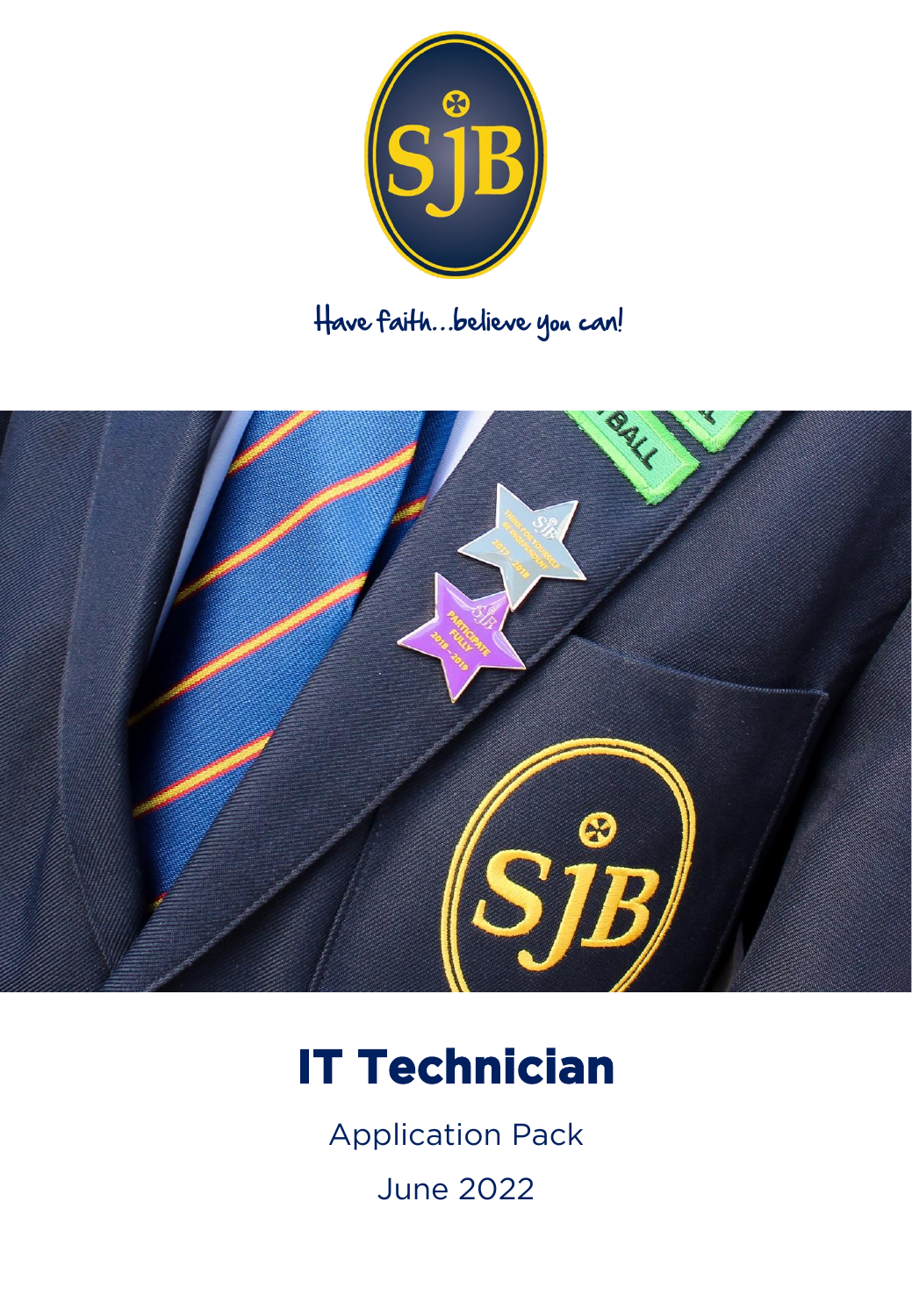Have faith...believe you can!

# IT Technician

Application Pack

June 2022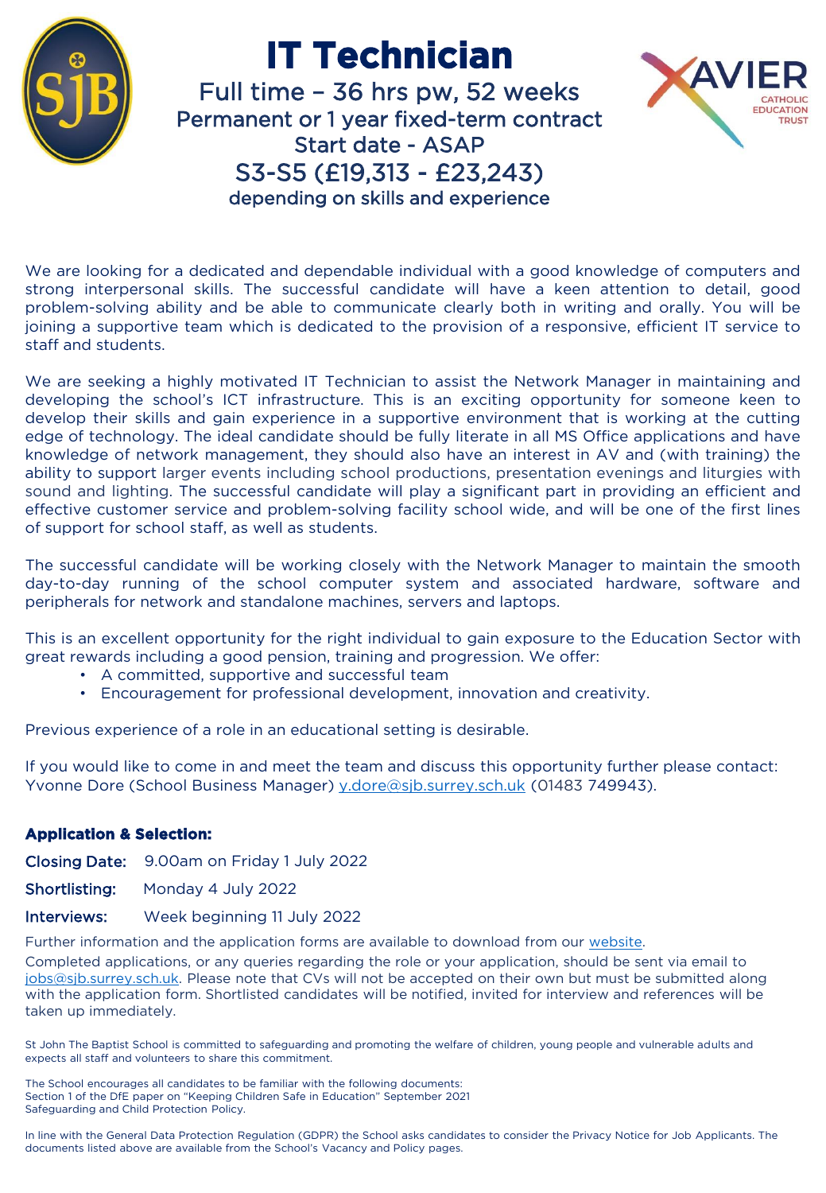# IT Technician

Full time – 36 hrs pw, 52 weeks
Permanent or 1 year fixed-term contract
Start date - ASAP
S3-S5 (£19,313 - £23,243)
depending on skills and experience

We are looking for a dedicated and dependable individual with a good knowledge of computers and strong interpersonal skills. The successful candidate will have a keen attention to detail, good problem-solving ability and be able to communicate clearly both in writing and orally. You will be joining a supportive team which is dedicated to the provision of a responsive, efficient IT service to staff and students.

We are seeking a highly motivated IT Technician to assist the Network Manager in maintaining and developing the school's ICT infrastructure. This is an exciting opportunity for someone keen to develop their skills and gain experience in a supportive environment that is working at the cutting edge of technology. The ideal candidate should be fully literate in all MS Office applications and have knowledge of network management, they should also have an interest in AV and (with training) the ability to support larger events including school productions, presentation evenings and liturgies with sound and lighting. The successful candidate will play a significant part in providing an efficient and effective customer service and problem-solving facility school wide, and will be one of the first lines of support for school staff, as well as students.

The successful candidate will be working closely with the Network Manager to maintain the smooth day-to-day running of the school computer system and associated hardware, software and peripherals for network and standalone machines, servers and laptops.

This is an excellent opportunity for the right individual to gain exposure to the Education Sector with great rewards including a good pension, training and progression. We offer:

- A committed, supportive and successful team
- Encouragement for professional development, innovation and creativity.

Previous experience of a role in an educational setting is desirable.

If you would like to come in and meet the team and discuss this opportunity further please contact: Yvonne Dore (School Business Manager) y.dore@sjb.surrey.sch.uk (01483 749943).

### Application & Selection:

**Closing Date:** 9.00am on Friday 1 July 2022

**Shortlisting:** Monday 4 July 2022

**Interviews:** Week beginning 11 July 2022

Further information and the application forms are available to download from our website.

Completed applications, or any queries regarding the role or your application, should be sent via email to jobs@sjb.surrey.sch.uk. Please note that CVs will not be accepted on their own but must be submitted along with the application form. Shortlisted candidates will be notified, invited for interview and references will be taken up immediately.

St John The Baptist School is committed to safeguarding and promoting the welfare of children, young people and vulnerable adults and expects all staff and volunteers to share this commitment.

The School encourages all candidates to be familiar with the following documents:
Section 1 of the DfE paper on "Keeping Children Safe in Education" September 2021
Safeguarding and Child Protection Policy.

In line with the General Data Protection Regulation (GDPR) the School asks candidates to consider the Privacy Notice for Job Applicants. The documents listed above are available from the School's Vacancy and Policy pages.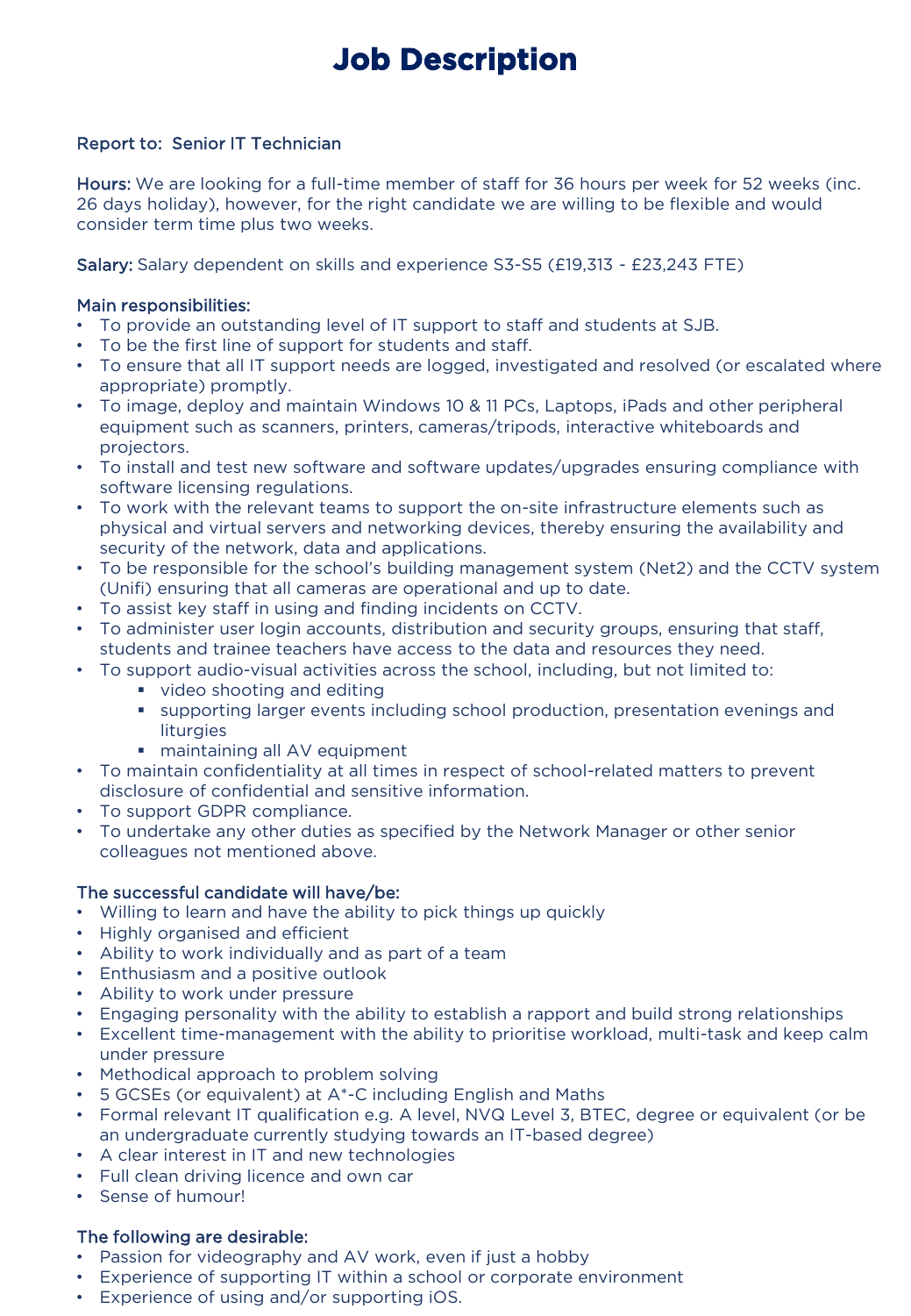# Job Description

Report to: Senior IT Technician

**Hours:** We are looking for a full-time member of staff for 36 hours per week for 52 weeks (inc. 26 days holiday), however, for the right candidate we are willing to be flexible and would consider term time plus two weeks.

**Salary:** Salary dependent on skills and experience S3-S5 (£19,313 - £23,243 FTE)

**Main responsibilities:**

- To provide an outstanding level of IT support to staff and students at SJB.
- To be the first line of support for students and staff.
- To ensure that all IT support needs are logged, investigated and resolved (or escalated where appropriate) promptly.
- To image, deploy and maintain Windows 10 & 11 PCs, Laptops, iPads and other peripheral equipment such as scanners, printers, cameras/tripods, interactive whiteboards and projectors.
- To install and test new software and software updates/upgrades ensuring compliance with software licensing regulations.
- To work with the relevant teams to support the on-site infrastructure elements such as physical and virtual servers and networking devices, thereby ensuring the availability and security of the network, data and applications.
- To be responsible for the school's building management system (Net2) and the CCTV system (Unifi) ensuring that all cameras are operational and up to date.
- To assist key staff in using and finding incidents on CCTV.
- To administer user login accounts, distribution and security groups, ensuring that staff, students and trainee teachers have access to the data and resources they need.
- To support audio-visual activities across the school, including, but not limited to:
  - video shooting and editing
  - supporting larger events including school production, presentation evenings and liturgies
  - maintaining all AV equipment
- To maintain confidentiality at all times in respect of school-related matters to prevent disclosure of confidential and sensitive information.
- To support GDPR compliance.
- To undertake any other duties as specified by the Network Manager or other senior colleagues not mentioned above.

**The successful candidate will have/be:**

- Willing to learn and have the ability to pick things up quickly
- Highly organised and efficient
- Ability to work individually and as part of a team
- Enthusiasm and a positive outlook
- Ability to work under pressure
- Engaging personality with the ability to establish a rapport and build strong relationships
- Excellent time-management with the ability to prioritise workload, multi-task and keep calm under pressure
- Methodical approach to problem solving
- 5 GCSEs (or equivalent) at A*-C including English and Maths
- Formal relevant IT qualification e.g. A level, NVQ Level 3, BTEC, degree or equivalent (or be an undergraduate currently studying towards an IT-based degree)
- A clear interest in IT and new technologies
- Full clean driving licence and own car
- Sense of humour!

**The following are desirable:**

- Passion for videography and AV work, even if just a hobby
- Experience of supporting IT within a school or corporate environment
- Experience of using and/or supporting iOS.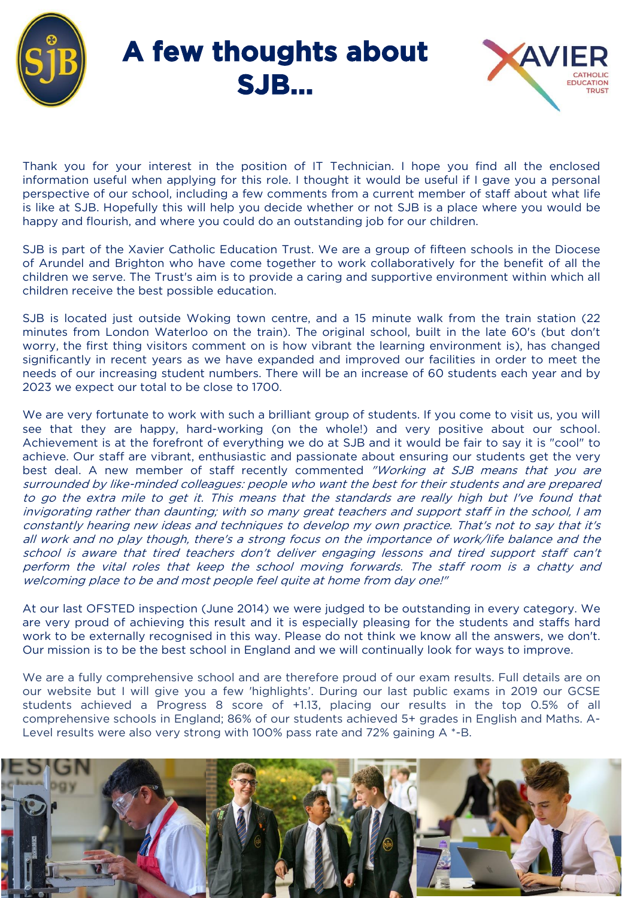# A few thoughts about SJB...

Thank you for your interest in the position of IT Technician. I hope you find all the enclosed information useful when applying for this role. I thought it would be useful if I gave you a personal perspective of our school, including a few comments from a current member of staff about what life is like at SJB. Hopefully this will help you decide whether or not SJB is a place where you would be happy and flourish, and where you could do an outstanding job for our children.

SJB is part of the Xavier Catholic Education Trust. We are a group of fifteen schools in the Diocese of Arundel and Brighton who have come together to work collaboratively for the benefit of all the children we serve. The Trust's aim is to provide a caring and supportive environment within which all children receive the best possible education.

SJB is located just outside Woking town centre, and a 15 minute walk from the train station (22 minutes from London Waterloo on the train). The original school, built in the late 60's (but don't worry, the first thing visitors comment on is how vibrant the learning environment is), has changed significantly in recent years as we have expanded and improved our facilities in order to meet the needs of our increasing student numbers. There will be an increase of 60 students each year and by 2023 we expect our total to be close to 1700.

We are very fortunate to work with such a brilliant group of students. If you come to visit us, you will see that they are happy, hard-working (on the whole!) and very positive about our school. Achievement is at the forefront of everything we do at SJB and it would be fair to say it is "cool" to achieve. Our staff are vibrant, enthusiastic and passionate about ensuring our students get the very best deal. A new member of staff recently commented *"Working at SJB means that you are surrounded by like-minded colleagues: people who want the best for their students and are prepared to go the extra mile to get it. This means that the standards are really high but I've found that invigorating rather than daunting; with so many great teachers and support staff in the school, I am constantly hearing new ideas and techniques to develop my own practice. That's not to say that it's all work and no play though, there's a strong focus on the importance of work/life balance and the school is aware that tired teachers don't deliver engaging lessons and tired support staff can't perform the vital roles that keep the school moving forwards. The staff room is a chatty and welcoming place to be and most people feel quite at home from day one!"*

At our last OFSTED inspection (June 2014) we were judged to be outstanding in every category. We are very proud of achieving this result and it is especially pleasing for the students and staffs hard work to be externally recognised in this way. Please do not think we know all the answers, we don't. Our mission is to be the best school in England and we will continually look for ways to improve.

We are a fully comprehensive school and are therefore proud of our exam results. Full details are on our website but I will give you a few 'highlights'. During our last public exams in 2019 our GCSE students achieved a Progress 8 score of +1.13, placing our results in the top 0.5% of all comprehensive schools in England; 86% of our students achieved 5+ grades in English and Maths. A-Level results were also very strong with 100% pass rate and 72% gaining A *-B.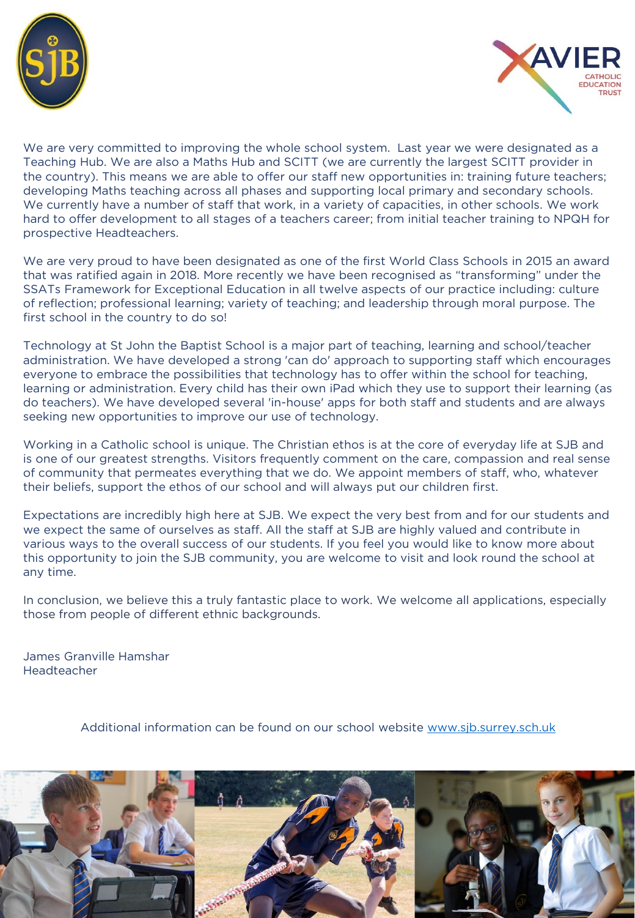We are very committed to improving the whole school system. Last year we were designated as a Teaching Hub. We are also a Maths Hub and SCITT (we are currently the largest SCITT provider in the country). This means we are able to offer our staff new opportunities in: training future teachers; developing Maths teaching across all phases and supporting local primary and secondary schools. We currently have a number of staff that work, in a variety of capacities, in other schools. We work hard to offer development to all stages of a teachers career; from initial teacher training to NPQH for prospective Headteachers.

We are very proud to have been designated as one of the first World Class Schools in 2015 an award that was ratified again in 2018. More recently we have been recognised as "transforming" under the SSATs Framework for Exceptional Education in all twelve aspects of our practice including: culture of reflection; professional learning; variety of teaching; and leadership through moral purpose. The first school in the country to do so!

Technology at St John the Baptist School is a major part of teaching, learning and school/teacher administration. We have developed a strong 'can do' approach to supporting staff which encourages everyone to embrace the possibilities that technology has to offer within the school for teaching, learning or administration. Every child has their own iPad which they use to support their learning (as do teachers). We have developed several 'in-house' apps for both staff and students and are always seeking new opportunities to improve our use of technology.

Working in a Catholic school is unique. The Christian ethos is at the core of everyday life at SJB and is one of our greatest strengths. Visitors frequently comment on the care, compassion and real sense of community that permeates everything that we do. We appoint members of staff, who, whatever their beliefs, support the ethos of our school and will always put our children first.

Expectations are incredibly high here at SJB. We expect the very best from and for our students and we expect the same of ourselves as staff. All the staff at SJB are highly valued and contribute in various ways to the overall success of our students. If you feel you would like to know more about this opportunity to join the SJB community, you are welcome to visit and look round the school at any time.

In conclusion, we believe this a truly fantastic place to work. We welcome all applications, especially those from people of different ethnic backgrounds.

James Granville Hamshar  
Headteacher

Additional information can be found on our school website [www.sjb.surrey.sch.uk](http://www.sjb.surrey.sch.uk)